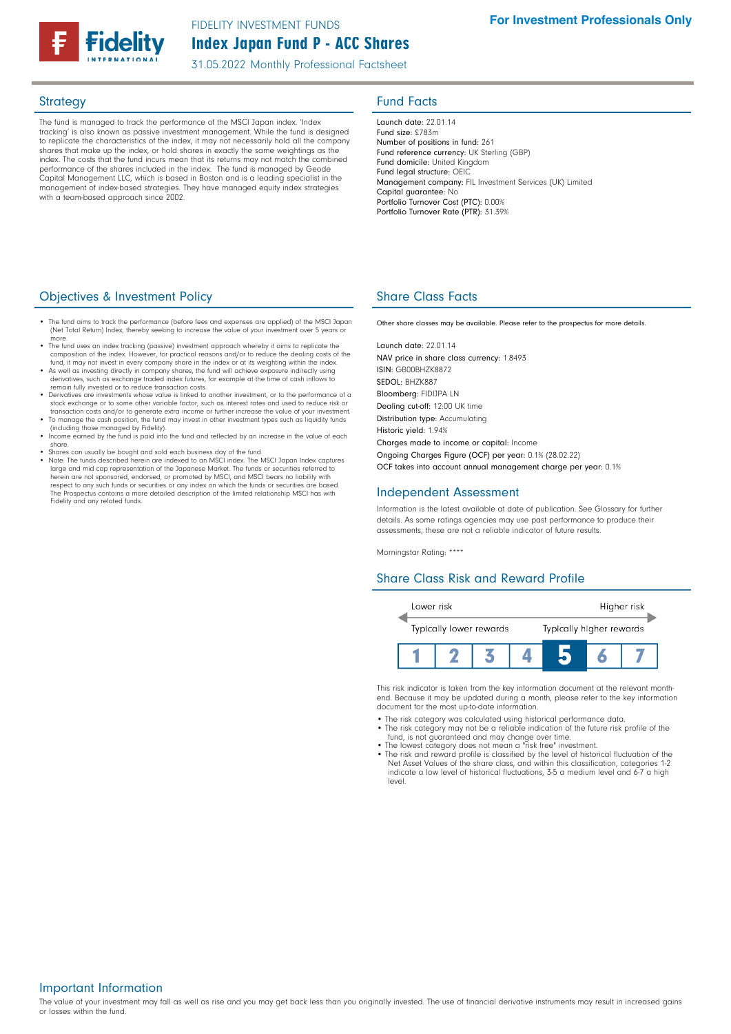FIDELITY INVESTMENT FUNDS

# Index Japan Fund P - ACC Shares

31.05.2022 Monthly Professional Factsheet

**For Investment Professionals Only**

## Strategy

The fund is managed to track the performance of the MSCI Japan index. 'Index tracking' is also known as passive investment management. While the fund is designed to replicate the characteristics of the index, it may not necessarily hold all the company shares that make up the index, or hold shares in exactly the same weightings as the index. The costs that the fund incurs mean that its returns may not match the combined performance of the shares included in the index. The fund is managed by Geode Capital Management LLC, which is based in Boston and is a leading specialist in the management of index-based strategies. They have managed equity index strategies with a team-based approach since 2002.

## Fund Facts

Launch date: 22.01.14
Fund size: £783m
Number of positions in fund: 261
Fund reference currency: UK Sterling (GBP)
Fund domicile: United Kingdom
Fund legal structure: OEIC
Management company: FIL Investment Services (UK) Limited
Capital guarantee: No
Portfolio Turnover Cost (PTC): 0.00%
Portfolio Turnover Rate (PTR): 31.39%

## Objectives & Investment Policy

- The fund aims to track the performance (before fees and expenses are applied) of the MSCI Japan (Net Total Return) Index, thereby seeking to increase the value of your investment over 5 years or more.
- The fund uses an index tracking (passive) investment approach whereby it aims to replicate the composition of the index. However, for practical reasons and/or to reduce the dealing costs of the fund, it may not invest in every company share in the index or at its weighting within the index.
- As well as investing directly in company shares, the fund will achieve exposure indirectly using derivatives, such as exchange traded index futures, for example at the time of cash inflows to remain fully invested or to reduce transaction costs.
- Derivatives are investments whose value is linked to another investment, or to the performance of a stock exchange or to some other variable factor, such as interest rates and used to reduce risk or transaction costs and/or to generate extra income or further increase the value of your investment.
- To manage the cash position, the fund may invest in other investment types such as liquidity funds (including those managed by Fidelity).
- Income earned by the fund is paid into the fund and reflected by an increase in the value of each share.
- Shares can usually be bought and sold each business day of the fund.
- Note: The funds described herein are indexed to an MSCI index. The MSCI Japan Index captures large and mid cap representation of the Japanese Market. The funds or securities referred to herein are not sponsored, endorsed, or promoted by MSCI, and MSCI bears no liability with respect to any such funds or securities or any index on which the funds or securities are based. The Prospectus contains a more detailed description of the limited relationship MSCI has with Fidelity and any related funds.

## Share Class Facts

Other share classes may be available. Please refer to the prospectus for more details.

Launch date: 22.01.14
NAV price in share class currency: 1.8493
ISIN: GB00BHZK8872
SEDOL: BHZK887
Bloomberg: FIDIJPA LN
Dealing cut-off: 12:00 UK time
Distribution type: Accumulating
Historic yield: 1.94%
Charges made to income or capital: Income
Ongoing Charges Figure (OCF) per year: 0.1% (28.02.22)
OCF takes into account annual management charge per year: 0.1%

## Independent Assessment

Information is the latest available at date of publication. See Glossary for further details. As some ratings agencies may use past performance to produce their assessments, these are not a reliable indicator of future results.

Morningstar Rating: ****

## Share Class Risk and Reward Profile

Lower risk — Higher risk

Typically lower rewards — Typically higher rewards

| 1 | 2 | 3 | 4 | **5** | 6 | 7 |
|---|---|---|---|---|---|---|

This risk indicator is taken from the key information document at the relevant month-end. Because it may be updated during a month, please refer to the key information document for the most up-to-date information.

- The risk category was calculated using historical performance data.
- The risk category may not be a reliable indication of the future risk profile of the fund, is not guaranteed and may change over time.
- The lowest category does not mean a "risk free" investment.
- The risk and reward profile is classified by the level of historical fluctuation of the Net Asset Values of the share class, and within this classification, categories 1-2 indicate a low level of historical fluctuations, 3-5 a medium level and 6-7 a high level.

## Important Information

The value of your investment may fall as well as rise and you may get back less than you originally invested. The use of financial derivative instruments may result in increased gains or losses within the fund.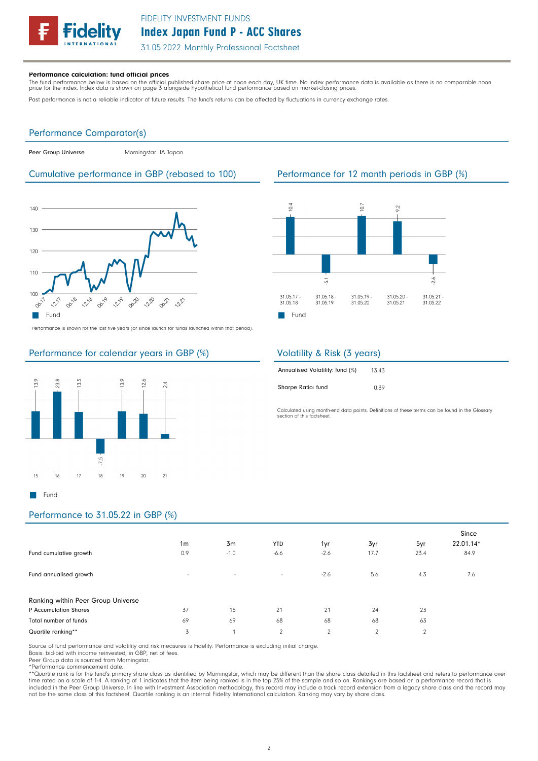**Performance calculation: fund official prices**

The fund performance below is based on the official published share price at noon each day, UK time. No index performance data is available as there is no comparable noon price for the index. Index data is shown on page 3 alongside hypothetical fund performance based on market-closing prices.

Past performance is not a reliable indicator of future results. The fund's returns can be affected by fluctuations in currency exchange rates.

## Performance Comparator(s)

Peer Group Universe — Morningstar IA Japan

## Cumulative performance in GBP (rebased to 100)

Performance is shown for the last five years (or since launch for funds launched within that period).

## Performance for 12 month periods in GBP (%)

| Period | Fund |
|---|---|
| 31.05.17 - 31.05.18 | 10.4 |
| 31.05.18 - 31.05.19 | -5.1 |
| 31.05.19 - 31.05.20 | 10.7 |
| 31.05.20 - 31.05.21 | 9.2 |
| 31.05.21 - 31.05.22 | -2.6 |

## Performance for calendar years in GBP (%)

| Year | 15 | 16 | 17 | 18 | 19 | 20 | 21 |
|---|---|---|---|---|---|---|---|
| Fund | 13.9 | 23.8 | 13.5 | -7.5 | 13.9 | 12.6 | 2.4 |

## Volatility & Risk (3 years)

| | |
|---|---|
| Annualised Volatility: fund (%) | 13.43 |
| Sharpe Ratio: fund | 0.39 |

Calculated using month-end data points. Definitions of these terms can be found in the Glossary section of this factsheet.

## Performance to 31.05.22 in GBP (%)

| | 1m | 3m | YTD | 1yr | 3yr | 5yr | Since 22.01.14* |
|---|---|---|---|---|---|---|---|
| Fund cumulative growth | 0.9 | -1.0 | -6.6 | -2.6 | 17.7 | 23.4 | 84.9 |
| Fund annualised growth | - | - | - | -2.6 | 5.6 | 4.3 | 7.6 |
| **Ranking within Peer Group Universe** | | | | | | | |
| P Accumulation Shares | 37 | 15 | 21 | 21 | 24 | 23 | |
| Total number of funds | 69 | 69 | 68 | 68 | 68 | 63 | |
| Quartile ranking** | 3 | 1 | 2 | 2 | 2 | 2 | |

Source of fund performance and volatility and risk measures is Fidelity. Performance is excluding initial charge.
Basis: bid-bid with income reinvested, in GBP, net of fees.
Peer Group data is sourced from Morningstar.
*Performance commencement date.
**Quartile rank is for the fund's primary share class as identified by Morningstar, which may be different than the share class detailed in this factsheet and refers to performance over time rated on a scale of 1-4. A ranking of 1 indicates that the item being ranked is in the top 25% of the sample and so on. Rankings are based on a performance record that is included in the Peer Group Universe. In line with Investment Association methodology, this record may include a track record extension from a legacy share class and the record may not be the same class of this factsheet. Quartile ranking is an internal Fidelity International calculation. Ranking may vary by share class.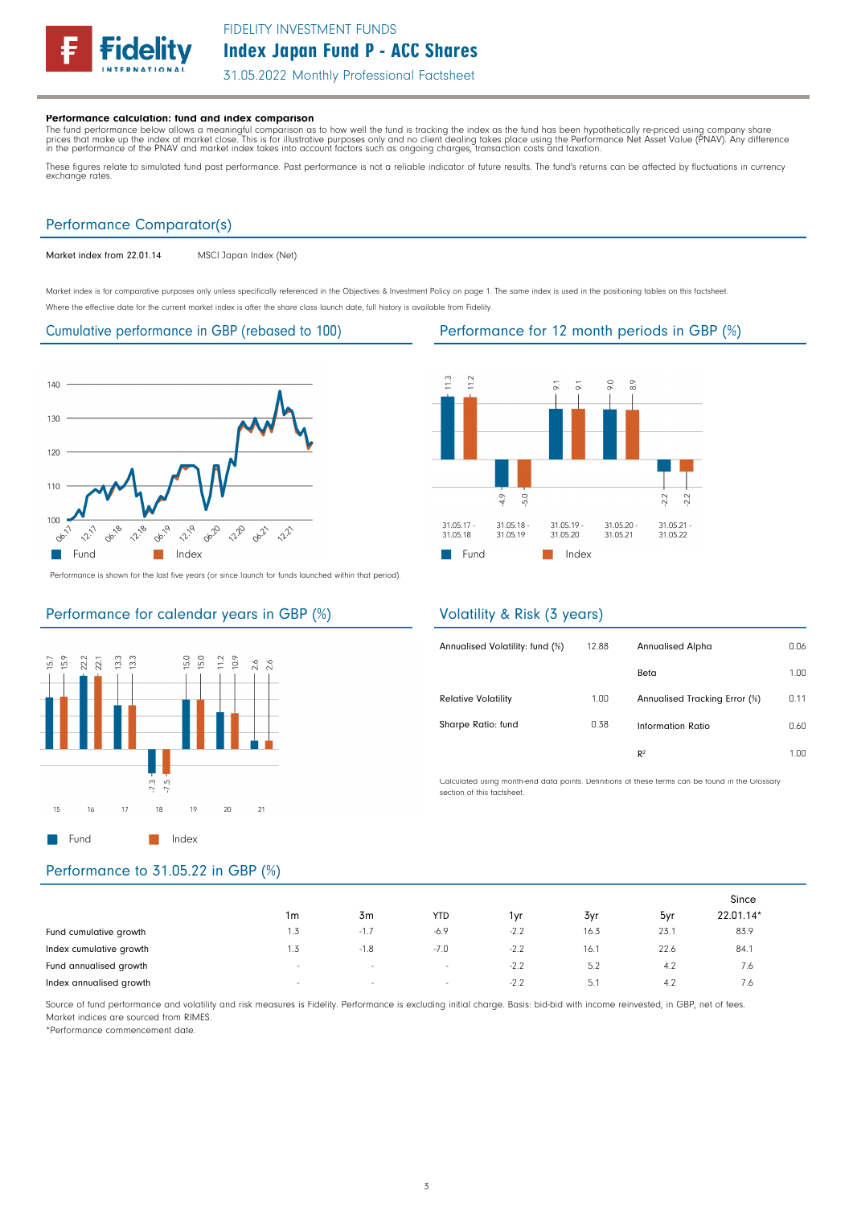**Performance calculation: fund and index comparison**

The fund performance below allows a meaningful comparison as to how well the fund is tracking the index as the fund has been hypothetically re-priced using company share prices that make up the index at market close. This is for illustrative purposes only and no client dealing takes place using the Performance Net Asset Value (PNAV). Any difference in the performance of the PNAV and market index takes into account factors such as ongoing charges, transaction costs and taxation.

These figures relate to simulated fund past performance. Past performance is not a reliable indicator of future results. The fund's returns can be affected by fluctuations in currency exchange rates.

## Performance Comparator(s)

| | |
|---|---|
| Market index from 22.01.14 | MSCI Japan Index (Net) |

Market index is for comparative purposes only unless specifically referenced in the Objectives & Investment Policy on page 1. The same index is used in the positioning tables on this factsheet.

Where the effective date for the current market index is after the share class launch date, full history is available from Fidelity.

## Cumulative performance in GBP (rebased to 100)

Performance is shown for the last five years (or since launch for funds launched within that period).

## Performance for 12 month periods in GBP (%)

| | 31.05.17 - 31.05.18 | 31.05.18 - 31.05.19 | 31.05.19 - 31.05.20 | 31.05.20 - 31.05.21 | 31.05.21 - 31.05.22 |
|---|---|---|---|---|---|
| Fund | 11.3 | -4.9 | 9.1 | 9.0 | -2.2 |
| Index | 11.2 | -5.0 | 9.1 | 8.9 | -2.2 |

## Performance for calendar years in GBP (%)

| | 15 | 16 | 17 | 18 | 19 | 20 | 21 |
|---|---|---|---|---|---|---|---|
| Fund | 15.7 | 22.2 | 13.3 | -7.3 | 15.0 | 11.2 | 2.6 |
| Index | 15.9 | 22.1 | 13.3 | -7.5 | 15.0 | 10.9 | 2.6 |

## Volatility & Risk (3 years)

| | | | |
|---|---|---|---|
| Annualised Volatility: fund (%) | 12.88 | Annualised Alpha | 0.06 |
| | | Beta | 1.00 |
| Relative Volatility | 1.00 | Annualised Tracking Error (%) | 0.11 |
| Sharpe Ratio: fund | 0.38 | Information Ratio | 0.60 |
| | | $R^2$ | 1.00 |

Calculated using month-end data points. Definitions of these terms can be found in the Glossary section of this factsheet.

## Performance to 31.05.22 in GBP (%)

| | 1m | 3m | YTD | 1yr | 3yr | 5yr | Since 22.01.14* |
|---|---|---|---|---|---|---|---|
| Fund cumulative growth | 1.3 | -1.7 | -6.9 | -2.2 | 16.3 | 23.1 | 83.9 |
| Index cumulative growth | 1.3 | -1.8 | -7.0 | -2.2 | 16.1 | 22.6 | 84.1 |
| Fund annualised growth | - | - | - | -2.2 | 5.2 | 4.2 | 7.6 |
| Index annualised growth | - | - | - | -2.2 | 5.1 | 4.2 | 7.6 |

Source of fund performance and volatility and risk measures is Fidelity. Performance is excluding initial charge. Basis: bid-bid with income reinvested, in GBP, net of fees.

Market indices are sourced from RIMES.

*Performance commencement date.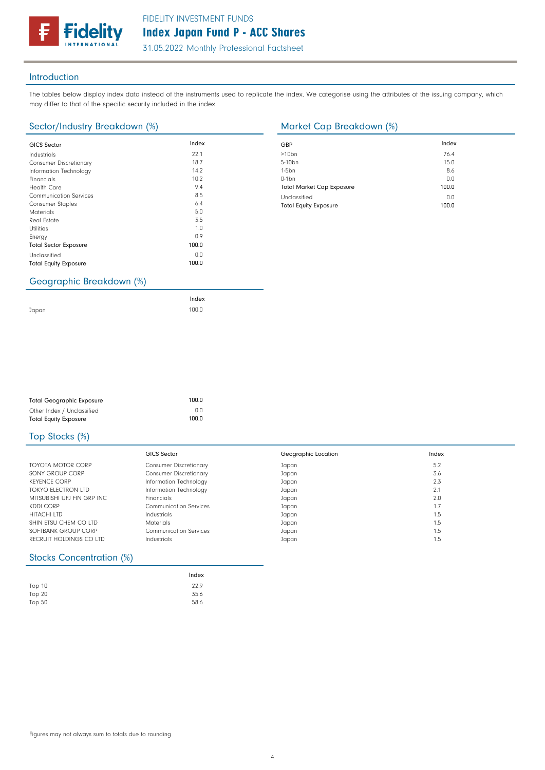## Introduction

The tables below display index data instead of the instruments used to replicate the index. We categorise using the attributes of the issuing company, which may differ to that of the specific security included in the index.

## Sector/Industry Breakdown (%)

| GICS Sector | Index |
|---|---|
| Industrials | 22.1 |
| Consumer Discretionary | 18.7 |
| Information Technology | 14.2 |
| Financials | 10.2 |
| Health Care | 9.4 |
| Communication Services | 8.5 |
| Consumer Staples | 6.4 |
| Materials | 5.0 |
| Real Estate | 3.5 |
| Utilities | 1.0 |
| Energy | 0.9 |
| Total Sector Exposure | 100.0 |
| Unclassified | 0.0 |
| Total Equity Exposure | 100.0 |

## Market Cap Breakdown (%)

| GBP | Index |
|---|---|
| >10bn | 76.4 |
| 5-10bn | 15.0 |
| 1-5bn | 8.6 |
| 0-1bn | 0.0 |
| Total Market Cap Exposure | 100.0 |
| Unclassified | 0.0 |
| Total Equity Exposure | 100.0 |

## Geographic Breakdown (%)

| | Index |
|---|---|
| Japan | 100.0 |
| Total Geographic Exposure | 100.0 |
| Other Index / Unclassified | 0.0 |
| Total Equity Exposure | 100.0 |

## Top Stocks (%)

| | GICS Sector | Geographic Location | Index |
|---|---|---|---|
| TOYOTA MOTOR CORP | Consumer Discretionary | Japan | 5.2 |
| SONY GROUP CORP | Consumer Discretionary | Japan | 3.6 |
| KEYENCE CORP | Information Technology | Japan | 2.3 |
| TOKYO ELECTRON LTD | Information Technology | Japan | 2.1 |
| MITSUBISHI UFJ FIN GRP INC | Financials | Japan | 2.0 |
| KDDI CORP | Communication Services | Japan | 1.7 |
| HITACHI LTD | Industrials | Japan | 1.5 |
| SHIN ETSU CHEM CO LTD | Materials | Japan | 1.5 |
| SOFTBANK GROUP CORP | Communication Services | Japan | 1.5 |
| RECRUIT HOLDINGS CO LTD | Industrials | Japan | 1.5 |

## Stocks Concentration (%)

| | Index |
|---|---|
| Top 10 | 22.9 |
| Top 20 | 35.6 |
| Top 50 | 58.6 |

Figures may not always sum to totals due to rounding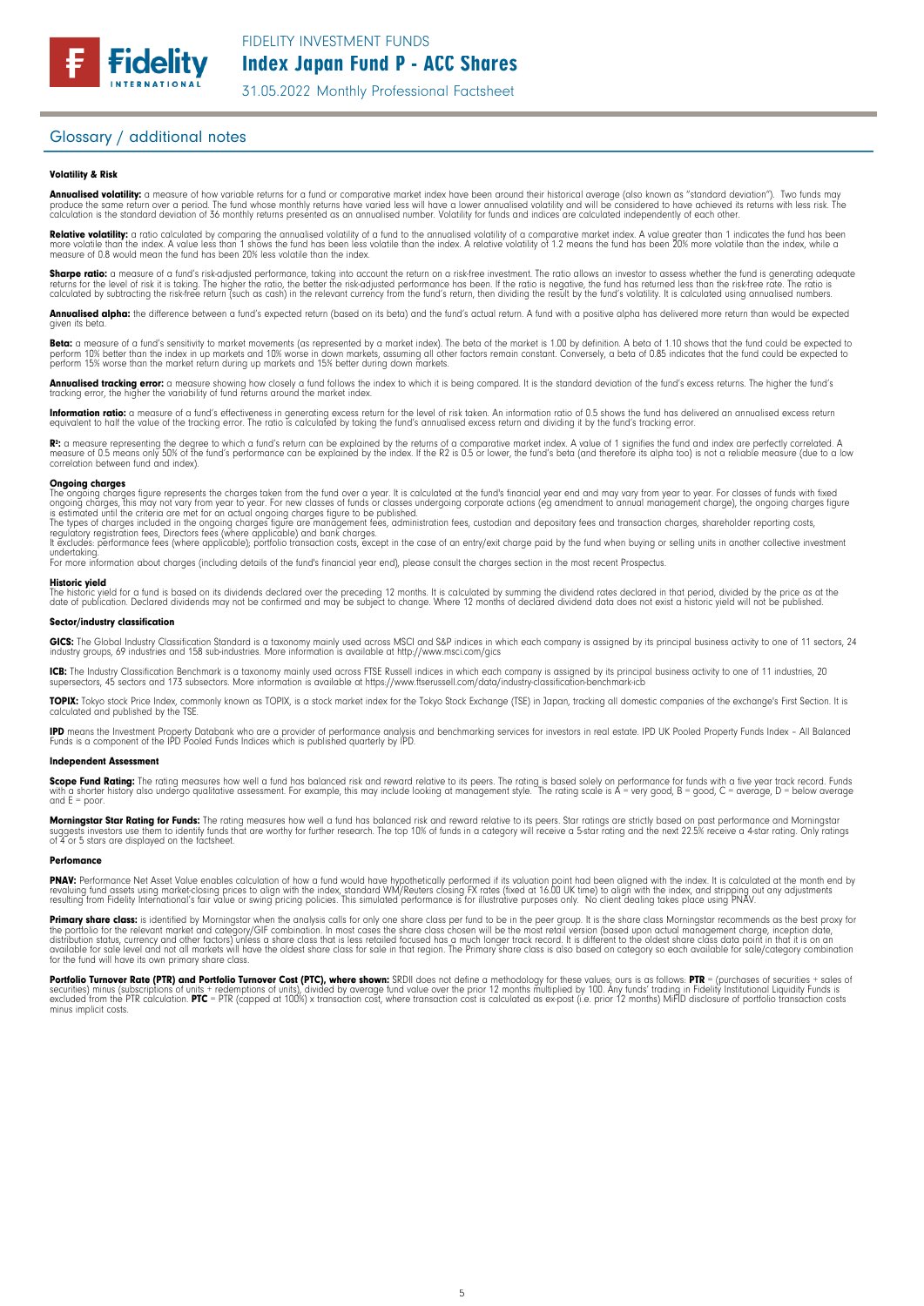## Glossary / additional notes

#### Volatility & Risk

**Annualised volatility:** a measure of how variable returns for a fund or comparative market index have been around their historical average (also known as "standard deviation"). Two funds may produce the same return over a period. The fund whose monthly returns have varied less will have a lower annualised volatility and will be considered to have achieved its returns with less risk. The calculation is the standard deviation of 36 monthly returns presented as an annualised number. Volatility for funds and indices are calculated independently of each other.

**Relative volatility:** a ratio calculated by comparing the annualised volatility of a fund to the annualised volatility of a comparative market index. A value greater than 1 indicates the fund has been more volatile than the index. A value less than 1 shows the fund has been less volatile than the index. A relative volatility of 1.2 means the fund has been 20% more volatile than the index, while a measure of 0.8 would mean the fund has been 20% less volatile than the index.

**Sharpe ratio:** a measure of a fund's risk-adjusted performance, taking into account the return on a risk-free investment. The ratio allows an investor to assess whether the fund is generating adequate returns for the level of risk it is taking. The higher the ratio, the better the risk-adjusted performance has been. If the ratio is negative, the fund has returned less than the risk-free rate. The ratio is calculated by subtracting the risk-free return (such as cash) in the relevant currency from the fund's return, then dividing the result by the fund's volatility. It is calculated using annualised numbers.

**Annualised alpha:** the difference between a fund's expected return (based on its beta) and the fund's actual return. A fund with a positive alpha has delivered more return than would be expected given its beta.

**Beta:** a measure of a fund's sensitivity to market movements (as represented by a market index). The beta of the market is 1.00 by definition. A beta of 1.10 shows that the fund could be expected to perform 10% better than the index in up markets and 10% worse in down markets, assuming all other factors remain constant. Conversely, a beta of 0.85 indicates that the fund could be expected to perform 15% worse than the market return during up markets and 15% better during down markets.

**Annualised tracking error:** a measure showing how closely a fund follows the index to which it is being compared. It is the standard deviation of the fund's excess returns. The higher the fund's tracking error, the higher the variability of fund returns around the market index.

**Information ratio:** a measure of a fund's effectiveness in generating excess return for the level of risk taken. An information ratio of 0.5 shows the fund has delivered an annualised excess return equivalent to half the value of the tracking error. The ratio is calculated by taking the fund's annualised excess return and dividing it by the fund's tracking error.

**R²:** a measure representing the degree to which a fund's return can be explained by the returns of a comparative market index. A value of 1 signifies the fund and index are perfectly correlated. A measure of 0.5 means only 50% of the fund's performance can be explained by the index. If the R2 is 0.5 or lower, the fund's beta (and therefore its alpha too) is not a reliable measure (due to a low correlation between fund and index).

**Ongoing charges**
The ongoing charges figure represents the charges taken from the fund over a year. It is calculated at the fund's financial year end and may vary from year to year. For classes of funds with fixed ongoing charges, this may not vary from year to year. For new classes of funds or classes undergoing corporate actions (eg amendment to annual management charge), the ongoing charges figure is estimated until the criteria are met for an actual ongoing charges figure to be published.
The types of charges included in the ongoing charges figure are management fees, administration fees, custodian and depositary fees and transaction charges, shareholder reporting costs, regulatory registration fees, Directors fees (where applicable) and bank charges.
It excludes: performance fees (where applicable); portfolio transaction costs, except in the case of an entry/exit charge paid by the fund when buying or selling units in another collective investment undertaking.
For more information about charges (including details of the fund's financial year end), please consult the charges section in the most recent Prospectus.

**Historic yield**
The historic yield for a fund is based on its dividends declared over the preceding 12 months. It is calculated by summing the dividend rates declared in that period, divided by the price as at the date of publication. Declared dividends may not be confirmed and may be subject to change. Where 12 months of declared dividend data does not exist a historic yield will not be published.

#### Sector/industry classification

**GICS:** The Global Industry Classification Standard is a taxonomy mainly used across MSCI and S&P indices in which each company is assigned by its principal business activity to one of 11 sectors, 24 industry groups, 69 industries and 158 sub-industries. More information is available at http://www.msci.com/gics

**ICB:** The Industry Classification Benchmark is a taxonomy mainly used across FTSE Russell indices in which each company is assigned by its principal business activity to one of 11 industries, 20 supersectors, 45 sectors and 173 subsectors. More information is available at https://www.ftserussell.com/data/industry-classification-benchmark-icb

**TOPIX:** Tokyo stock Price Index, commonly known as TOPIX, is a stock market index for the Tokyo Stock Exchange (TSE) in Japan, tracking all domestic companies of the exchange's First Section. It is calculated and published by the TSE.

**IPD** means the Investment Property Databank who are a provider of performance analysis and benchmarking services for investors in real estate. IPD UK Pooled Property Funds Index – All Balanced Funds is a component of the IPD Pooled Funds Indices which is published quarterly by IPD.

#### Independent Assessment

**Scope Fund Rating:** The rating measures how well a fund has balanced risk and reward relative to its peers. The rating is based solely on performance for funds with a five year track record. Funds with a shorter history also undergo qualitative assessment. For example, this may include looking at management style. The rating scale is A = very good, B = good, C = average, D = below average and E = poor.

**Morningstar Star Rating for Funds:** The rating measures how well a fund has balanced risk and reward relative to its peers. Star ratings are strictly based on past performance and Morningstar suggests investors use them to identify funds that are worthy for further research. The top 10% of funds in a category will receive a 5-star rating and the next 22.5% receive a 4-star rating. Only ratings of 4 or 5 stars are displayed on the factsheet.

#### Perfomance

**PNAV:** Performance Net Asset Value enables calculation of how a fund would have hypothetically performed if its valuation point had been aligned with the index. It is calculated at the month end by revaluing fund assets using market-closing prices to align with the index, standard WM/Reuters closing FX rates (fixed at 16.00 UK time) to align with the index, and stripping out any adjustments resulting from Fidelity International's fair value or swing pricing policies. This simulated performance is for illustrative purposes only. No client dealing takes place using PNAV.

**Primary share class:** is identified by Morningstar when the analysis calls for only one share class per fund to be in the peer group. It is the share class Morningstar recommends as the best proxy for the portfolio for the relevant market and category/GIF combination. In most cases the share class chosen will be the most retail version (based upon actual management charge, inception date, distribution status, currency and other factors) unless a share class that is less retailed focused has a much longer track record. It is different to the oldest share class data point in that it is on an available for sale level and not all markets will have the oldest share class for sale in that region. The Primary share class is also based on category so each available for sale/category combination for the fund will have its own primary share class.

**Portfolio Turnover Rate (PTR) and Portfolio Turnover Cost (PTC), where shown:** SRDII does not define a methodology for these values; ours is as follows: **PTR** = (purchases of securities + sales of securities) minus (subscriptions of units + redemptions of units), divided by average fund value over the prior 12 months multiplied by 100. Any funds' trading in Fidelity Institutional Liquidity Funds is excluded from the PTR calculation. **PTC** = PTR (capped at 100%) x transaction cost, where transaction cost is calculated as ex-post (i.e. prior 12 months) MiFID disclosure of portfolio transaction costs minus implicit costs.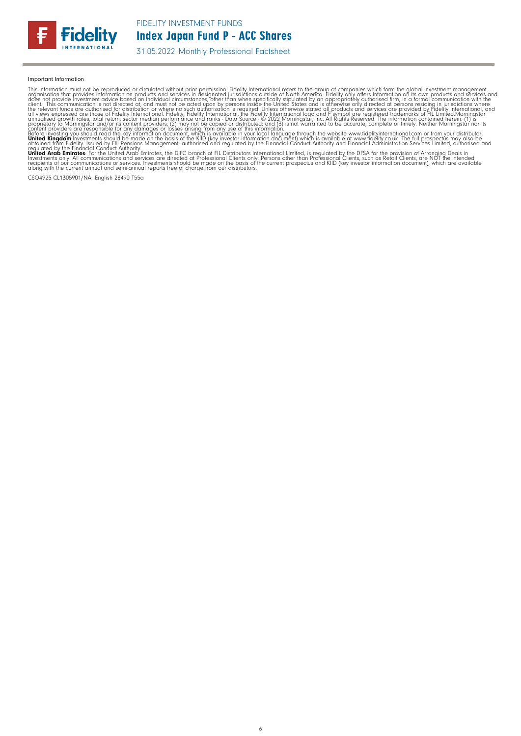Important Information

This information must not be reproduced or circulated without prior permission. Fidelity International refers to the group of companies which form the global investment management organisation that provides information on products and services in designated jurisdictions outside of North America. Fidelity only offers information on its own products and services and does not provide investment advice based on individual circumstances, other than when specifically stipulated by an appropriately authorised firm, in a formal communication with the client. This communication is not directed at, and must not be acted upon by persons inside the United States and is otherwise only directed at persons residing in jurisdictions where the relevant funds are authorised for distribution or where no such authorisation is required. Unless otherwise stated all products and services are provided by Fidelity International, and all views expressed are those of Fidelity International. Fidelity, Fidelity International, the Fidelity International logo and F symbol are registered trademarks of FIL Limited.Morningstar annualised growth rates, total return, sector median performance and ranks - Data Source - © 2022 Morningstar, Inc. All Rights Reserved. The information contained herein: (1) is proprietary to Morningstar and/or its content providers; (2) may not be copied or distributed; and (3) is not warranted to be accurate, complete or timely. Neither Morningstar nor its content providers are responsible for any damages or losses arising from any use of this information.
Before investing you should read the key information document, which is available in your local language through the website www.fidelityinternational.com or from your distributor.
**United Kingdom**:Investments should be made on the basis of the KIID (key investor information document) which is available at www.fidelity.co.uk The full prospectus may also be obtained from Fidelity. Issued by FIL Pensions Management, authorised and regulated by the Financial Conduct Authority and Financial Administration Services Limited, authorised and regulated by the Financial Conduct Authority.
**United Arab Emirates**: For the United Arab Emirates, the DIFC branch of FIL Distributors International Limited, is regulated by the DFSA for the provision of Arranging Deals in Investments only. All communications and services are directed at Professional Clients only. Persons other than Professional Clients, such as Retail Clients, are NOT the intended recipients of our communications or services. Investments should be made on the basis of the current prospectus and KIID (key investor information document), which are available along with the current annual and semi-annual reports free of charge from our distributors.

CSO4925 CL1305901/NA English 28490 T55a